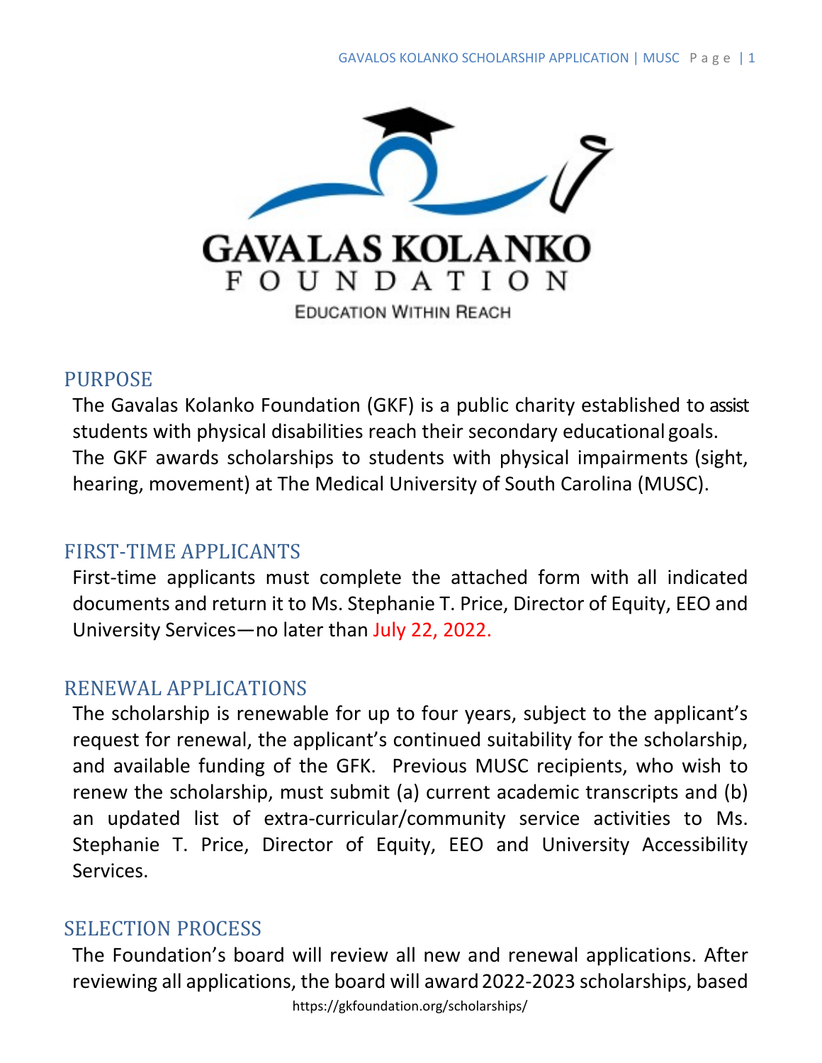GAVALAS KOLANKO FOUNDATION

EDUCATION WITHIN REACH

## PURPOSE

The Gavalas Kolanko Foundation (GKF) is a public charity established to assist students with physical disabilities reach their secondary educational goals. The GKF awards scholarships to students with physical impairments (sight, hearing, movement) at The Medical University of South Carolina (MUSC).

## FIRST-TIME APPLICANTS

First-time applicants must complete the attached form with all indicated documents and return it to Ms. Stephanie T. Price, Director of Equity, EEO and University Services—no later than July 22, 2022.

## RENEWAL APPLICATIONS

The scholarship is renewable for up to four years, subject to the applicant's request for renewal, the applicant's continued suitability for the scholarship, and available funding of the GFK. Previous MUSC recipients, who wish to renew the scholarship, must submit (a) current academic transcripts and (b) an updated list of extra-curricular/community service activities to Ms. Stephanie T. Price, Director of Equity, EEO and University Accessibility Services.

## SELECTION PROCESS

The Foundation's board will review all new and renewal applications. After reviewing all applications, the board will award 2022-2023 scholarships, based

https://gkfoundation.org/scholarships/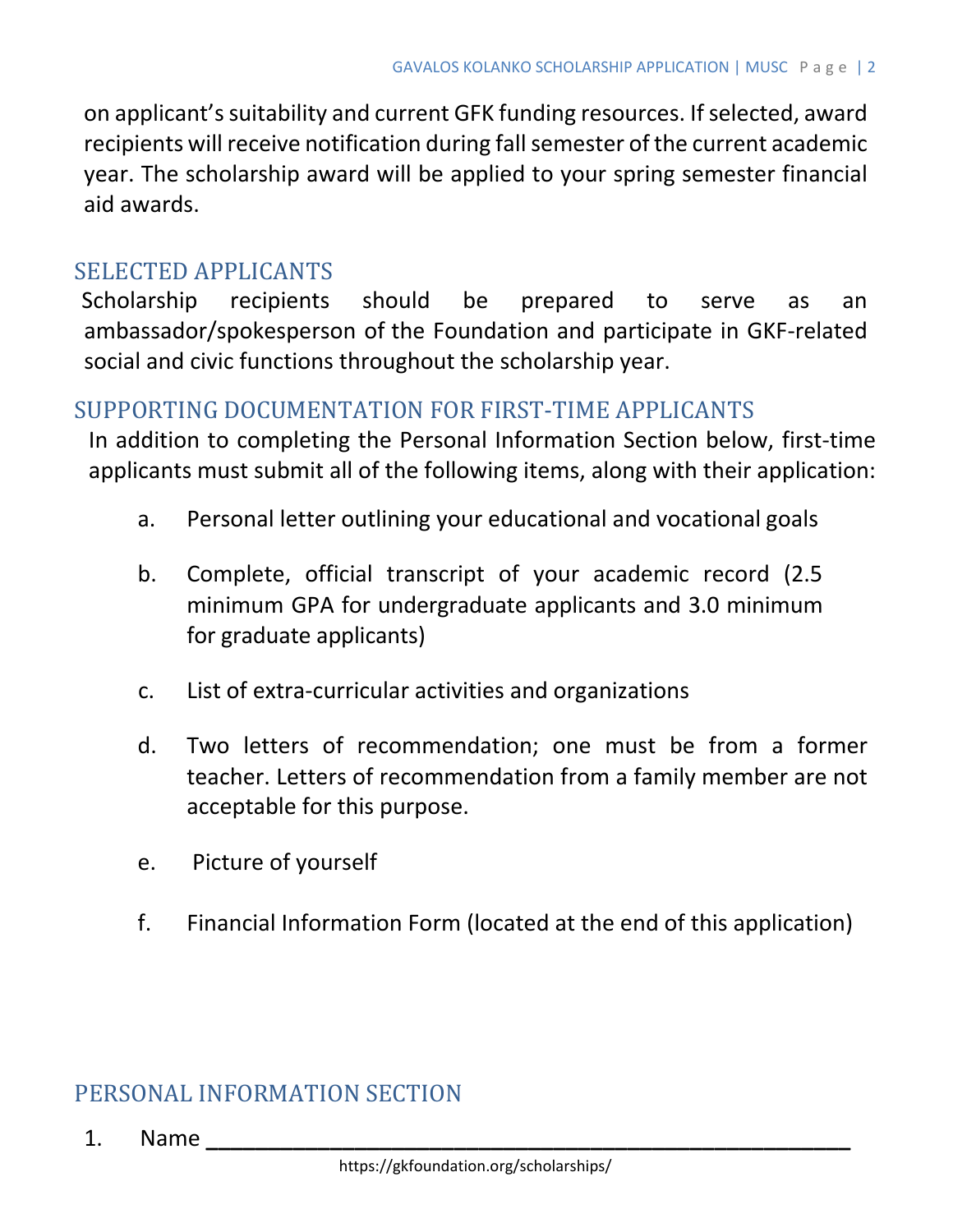on applicant's suitability and current GFK funding resources. If selected, award recipients will receive notification during fall semester of the current academic year. The scholarship award will be applied to your spring semester financial aid awards.

## SELECTED APPLICANTS

Scholarship recipients should be prepared to serve as an ambassador/spokesperson of the Foundation and participate in GKF-related social and civic functions throughout the scholarship year.

## SUPPORTING DOCUMENTATION FOR FIRST-TIME APPLICANTS

In addition to completing the Personal Information Section below, first-time applicants must submit all of the following items, along with their application:

a. Personal letter outlining your educational and vocational goals

b. Complete, official transcript of your academic record (2.5 minimum GPA for undergraduate applicants and 3.0 minimum for graduate applicants)

c. List of extra-curricular activities and organizations

d. Two letters of recommendation; one must be from a former teacher. Letters of recommendation from a family member are not acceptable for this purpose.

e. Picture of yourself

f. Financial Information Form (located at the end of this application)

## PERSONAL INFORMATION SECTION

1. Name ________________________________________________

https://gkfoundation.org/scholarships/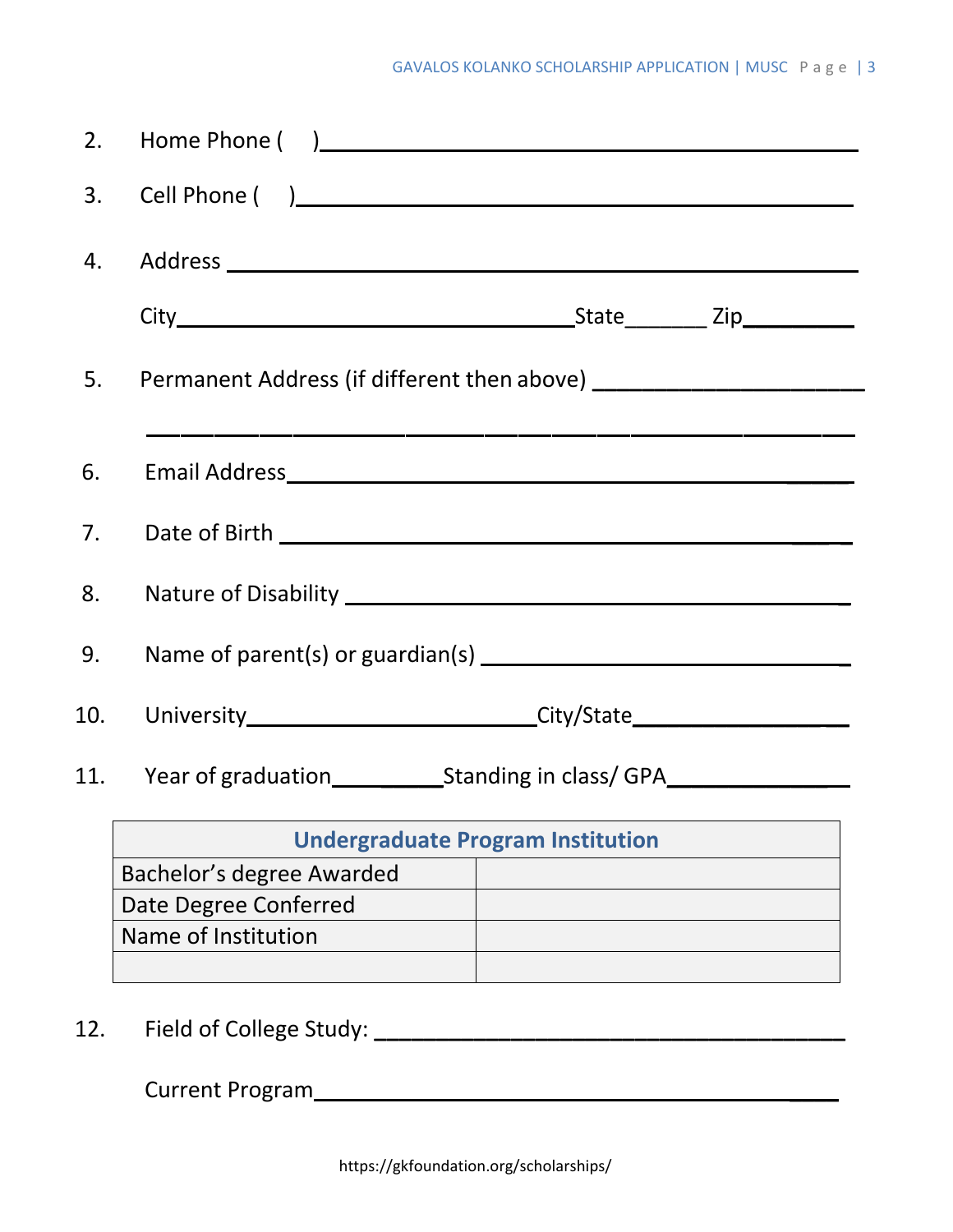2. Home Phone (     )_______________________________________________

3. Cell Phone (     )_______________________________________________

4. Address _______________________________________________

   City_______________________________State_______ Zip_________

5. Permanent Address (if different then above) ______________________

   _______________________________________________

6. Email Address_______________________________________________

7. Date of Birth _______________________________________________

8. Nature of Disability _______________________________________________

9. Name of parent(s) or guardian(s) ______________________________

10. University________________________City/State___________________

11. Year of graduation__________Standing in class/ GPA_______________

| Undergraduate Program Institution | |
|---|---|
| Bachelor's degree Awarded | |
| Date Degree Conferred | |
| Name of Institution | |
| | |

12. Field of College Study: ______________________________________

    Current Program_______________________________________________

https://gkfoundation.org/scholarships/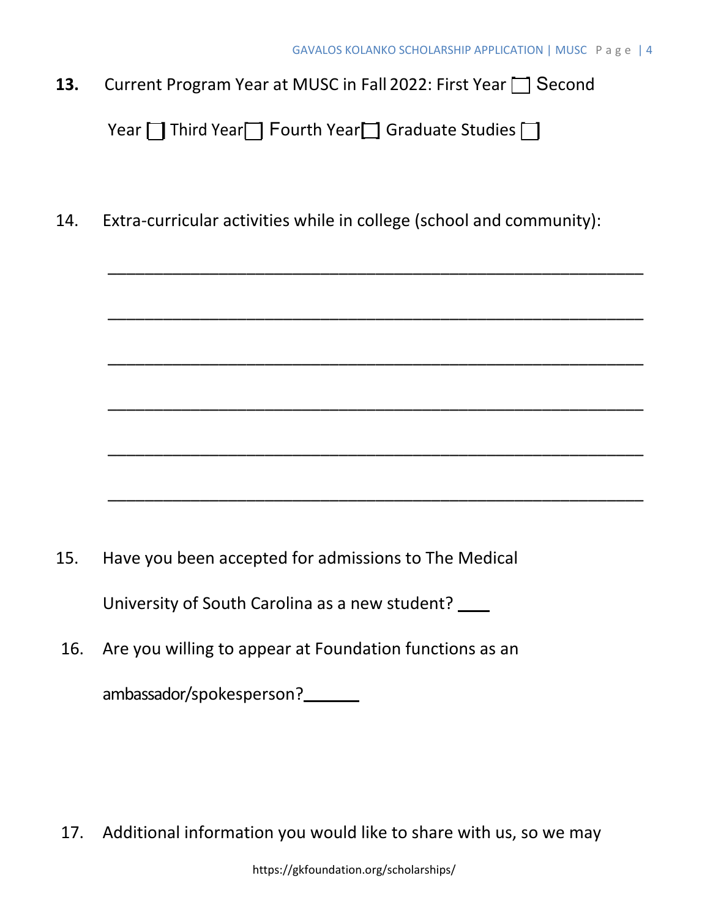**13.** Current Program Year at MUSC in Fall 2022: First Year ☐ Second Year ☐ Third Year ☐ Fourth Year ☐ Graduate Studies ☐

14. Extra-curricular activities while in college (school and community):

______________________________________________________________

______________________________________________________________

______________________________________________________________

______________________________________________________________

______________________________________________________________

______________________________________________________________

15. Have you been accepted for admissions to The Medical University of South Carolina as a new student? ____

16. Are you willing to appear at Foundation functions as an ambassador/spokesperson?_______

17. Additional information you would like to share with us, so we may

https://gkfoundation.org/scholarships/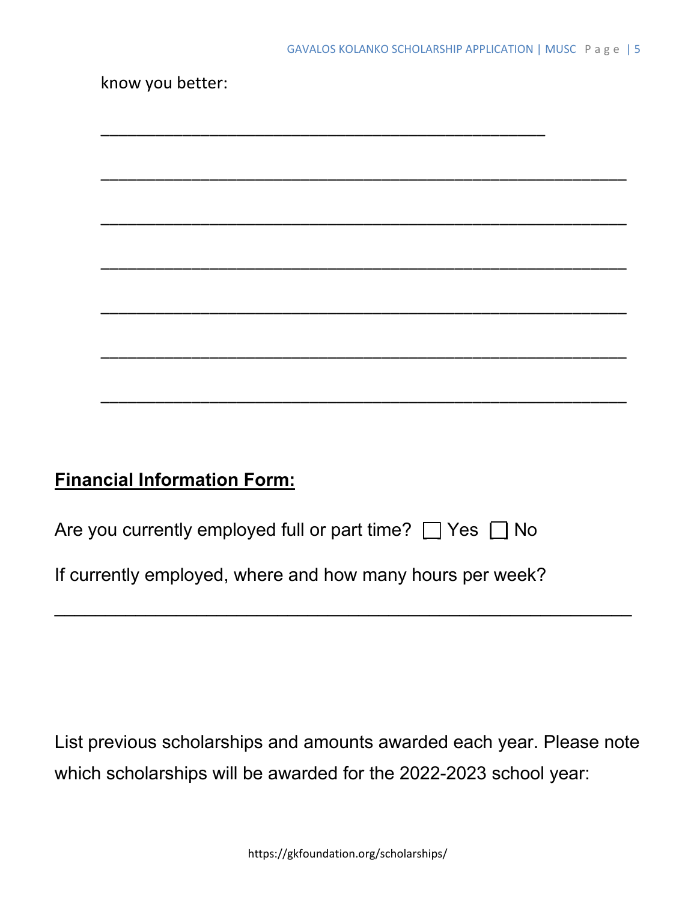know you better:

\_\_\_\_\_\_\_\_\_\_\_\_\_\_\_\_\_\_\_\_\_\_\_\_\_\_\_\_\_\_\_\_\_\_\_\_\_\_\_\_\_\_\_\_\_\_\_\_

\_\_\_\_\_\_\_\_\_\_\_\_\_\_\_\_\_\_\_\_\_\_\_\_\_\_\_\_\_\_\_\_\_\_\_\_\_\_\_\_\_\_\_\_\_\_\_\_\_\_\_\_\_\_\_\_\_\_

\_\_\_\_\_\_\_\_\_\_\_\_\_\_\_\_\_\_\_\_\_\_\_\_\_\_\_\_\_\_\_\_\_\_\_\_\_\_\_\_\_\_\_\_\_\_\_\_\_\_\_\_\_\_\_\_\_\_

\_\_\_\_\_\_\_\_\_\_\_\_\_\_\_\_\_\_\_\_\_\_\_\_\_\_\_\_\_\_\_\_\_\_\_\_\_\_\_\_\_\_\_\_\_\_\_\_\_\_\_\_\_\_\_\_\_\_

\_\_\_\_\_\_\_\_\_\_\_\_\_\_\_\_\_\_\_\_\_\_\_\_\_\_\_\_\_\_\_\_\_\_\_\_\_\_\_\_\_\_\_\_\_\_\_\_\_\_\_\_\_\_\_\_\_\_

\_\_\_\_\_\_\_\_\_\_\_\_\_\_\_\_\_\_\_\_\_\_\_\_\_\_\_\_\_\_\_\_\_\_\_\_\_\_\_\_\_\_\_\_\_\_\_\_\_\_\_\_\_\_\_\_\_\_

\_\_\_\_\_\_\_\_\_\_\_\_\_\_\_\_\_\_\_\_\_\_\_\_\_\_\_\_\_\_\_\_\_\_\_\_\_\_\_\_\_\_\_\_\_\_\_\_\_\_\_\_\_\_\_\_\_\_

## Financial Information Form:

Are you currently employed full or part time? ☐ Yes ☐ No

If currently employed, where and how many hours per week?

\_\_\_\_\_\_\_\_\_\_\_\_\_\_\_\_\_\_\_\_\_\_\_\_\_\_\_\_\_\_\_\_\_\_\_\_\_\_\_\_\_\_\_\_\_\_\_\_\_\_\_\_\_\_\_\_\_\_

List previous scholarships and amounts awarded each year. Please note which scholarships will be awarded for the 2022-2023 school year: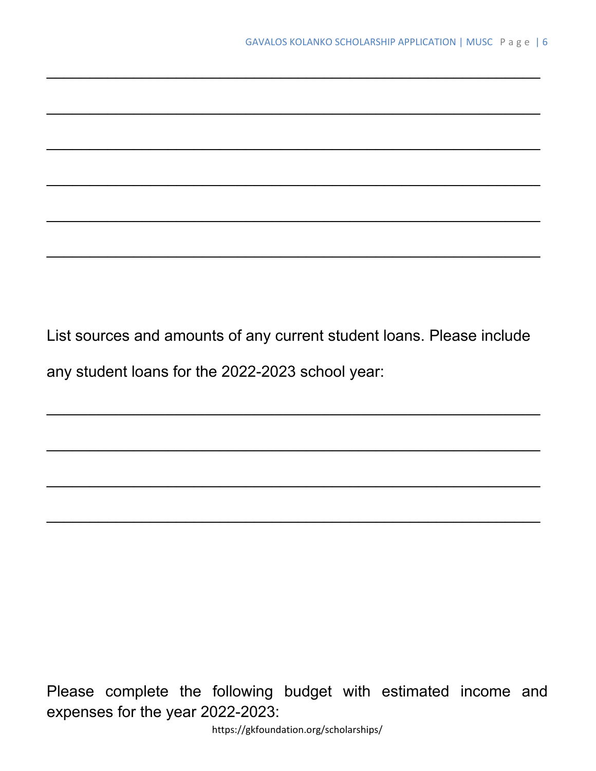\_\_\_\_\_\_\_\_\_\_\_\_\_\_\_\_\_\_\_\_\_\_\_\_\_\_\_\_\_\_\_\_\_\_\_\_\_\_\_\_\_\_\_\_\_\_\_\_\_\_\_\_\_\_\_\_\_\_\_\_

\_\_\_\_\_\_\_\_\_\_\_\_\_\_\_\_\_\_\_\_\_\_\_\_\_\_\_\_\_\_\_\_\_\_\_\_\_\_\_\_\_\_\_\_\_\_\_\_\_\_\_\_\_\_\_\_\_\_\_\_

\_\_\_\_\_\_\_\_\_\_\_\_\_\_\_\_\_\_\_\_\_\_\_\_\_\_\_\_\_\_\_\_\_\_\_\_\_\_\_\_\_\_\_\_\_\_\_\_\_\_\_\_\_\_\_\_\_\_\_\_

\_\_\_\_\_\_\_\_\_\_\_\_\_\_\_\_\_\_\_\_\_\_\_\_\_\_\_\_\_\_\_\_\_\_\_\_\_\_\_\_\_\_\_\_\_\_\_\_\_\_\_\_\_\_\_\_\_\_\_\_

\_\_\_\_\_\_\_\_\_\_\_\_\_\_\_\_\_\_\_\_\_\_\_\_\_\_\_\_\_\_\_\_\_\_\_\_\_\_\_\_\_\_\_\_\_\_\_\_\_\_\_\_\_\_\_\_\_\_\_\_

\_\_\_\_\_\_\_\_\_\_\_\_\_\_\_\_\_\_\_\_\_\_\_\_\_\_\_\_\_\_\_\_\_\_\_\_\_\_\_\_\_\_\_\_\_\_\_\_\_\_\_\_\_\_\_\_\_\_\_\_

List sources and amounts of any current student loans. Please include any student loans for the 2022-2023 school year:

\_\_\_\_\_\_\_\_\_\_\_\_\_\_\_\_\_\_\_\_\_\_\_\_\_\_\_\_\_\_\_\_\_\_\_\_\_\_\_\_\_\_\_\_\_\_\_\_\_\_\_\_\_\_\_\_\_\_\_\_

\_\_\_\_\_\_\_\_\_\_\_\_\_\_\_\_\_\_\_\_\_\_\_\_\_\_\_\_\_\_\_\_\_\_\_\_\_\_\_\_\_\_\_\_\_\_\_\_\_\_\_\_\_\_\_\_\_\_\_\_

\_\_\_\_\_\_\_\_\_\_\_\_\_\_\_\_\_\_\_\_\_\_\_\_\_\_\_\_\_\_\_\_\_\_\_\_\_\_\_\_\_\_\_\_\_\_\_\_\_\_\_\_\_\_\_\_\_\_\_\_

\_\_\_\_\_\_\_\_\_\_\_\_\_\_\_\_\_\_\_\_\_\_\_\_\_\_\_\_\_\_\_\_\_\_\_\_\_\_\_\_\_\_\_\_\_\_\_\_\_\_\_\_\_\_\_\_\_\_\_\_

Please complete the following budget with estimated income and expenses for the year 2022-2023: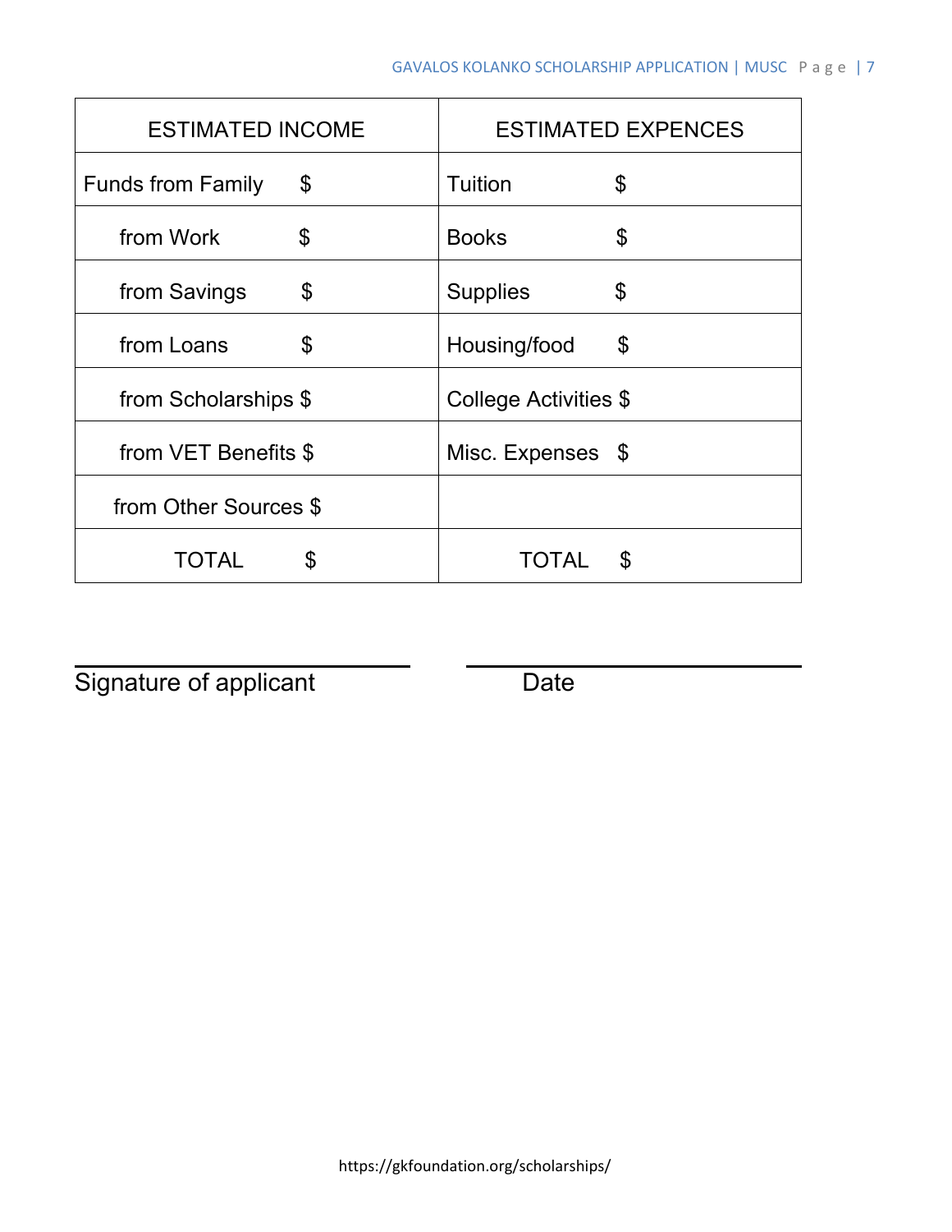| ESTIMATED INCOME | ESTIMATED EXPENCES |
|---|---|
| Funds from Family $ | Tuition $ |
| from Work $ | Books $ |
| from Savings $ | Supplies $ |
| from Loans $ | Housing/food $ |
| from Scholarships $ | College Activities $ |
| from VET Benefits $ | Misc. Expenses $ |
| from Other Sources $ | |
| TOTAL $ | TOTAL $ |

\_\_\_\_\_\_\_\_\_\_\_\_\_\_\_\_\_\_\_\_\_\_\_\_\_\_\_\_\_\_ \_\_\_\_\_\_\_\_\_\_\_\_\_\_\_\_\_\_\_\_\_\_\_\_\_\_\_\_\_\_

Signature of applicant Date

https://gkfoundation.org/scholarships/